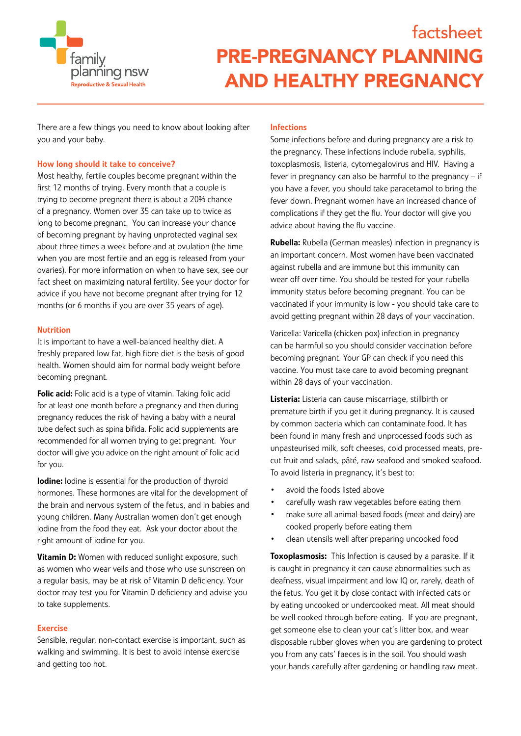family planning nsw
Reproductive & Sexual Health

factsheet

# PRE-PREGNANCY PLANNING AND HEALTHY PREGNANCY

There are a few things you need to know about looking after you and your baby.

## How long should it take to conceive?

Most healthy, fertile couples become pregnant within the first 12 months of trying. Every month that a couple is trying to become pregnant there is about a 20% chance of a pregnancy. Women over 35 can take up to twice as long to become pregnant. You can increase your chance of becoming pregnant by having unprotected vaginal sex about three times a week before and at ovulation (the time when you are most fertile and an egg is released from your ovaries). For more information on when to have sex, see our fact sheet on maximizing natural fertility. See your doctor for advice if you have not become pregnant after trying for 12 months (or 6 months if you are over 35 years of age).

## Nutrition

It is important to have a well-balanced healthy diet. A freshly prepared low fat, high fibre diet is the basis of good health. Women should aim for normal body weight before becoming pregnant.

**Folic acid:** Folic acid is a type of vitamin. Taking folic acid for at least one month before a pregnancy and then during pregnancy reduces the risk of having a baby with a neural tube defect such as spina bifida. Folic acid supplements are recommended for all women trying to get pregnant. Your doctor will give you advice on the right amount of folic acid for you.

**Iodine:** Iodine is essential for the production of thyroid hormones. These hormones are vital for the development of the brain and nervous system of the fetus, and in babies and young children. Many Australian women don't get enough iodine from the food they eat. Ask your doctor about the right amount of iodine for you.

**Vitamin D:** Women with reduced sunlight exposure, such as women who wear veils and those who use sunscreen on a regular basis, may be at risk of Vitamin D deficiency. Your doctor may test you for Vitamin D deficiency and advise you to take supplements.

## Exercise

Sensible, regular, non-contact exercise is important, such as walking and swimming. It is best to avoid intense exercise and getting too hot.

## Infections

Some infections before and during pregnancy are a risk to the pregnancy. These infections include rubella, syphilis, toxoplasmosis, listeria, cytomegalovirus and HIV. Having a fever in pregnancy can also be harmful to the pregnancy – if you have a fever, you should take paracetamol to bring the fever down. Pregnant women have an increased chance of complications if they get the flu. Your doctor will give you advice about having the flu vaccine.

**Rubella:** Rubella (German measles) infection in pregnancy is an important concern. Most women have been vaccinated against rubella and are immune but this immunity can wear off over time. You should be tested for your rubella immunity status before becoming pregnant. You can be vaccinated if your immunity is low - you should take care to avoid getting pregnant within 28 days of your vaccination.

Varicella: Varicella (chicken pox) infection in pregnancy can be harmful so you should consider vaccination before becoming pregnant. Your GP can check if you need this vaccine. You must take care to avoid becoming pregnant within 28 days of your vaccination.

**Listeria:** Listeria can cause miscarriage, stillbirth or premature birth if you get it during pregnancy. It is caused by common bacteria which can contaminate food. It has been found in many fresh and unprocessed foods such as unpasteurised milk, soft cheeses, cold processed meats, pre-cut fruit and salads, pâté, raw seafood and smoked seafood. To avoid listeria in pregnancy, it's best to:

- avoid the foods listed above
- carefully wash raw vegetables before eating them
- make sure all animal-based foods (meat and dairy) are cooked properly before eating them
- clean utensils well after preparing uncooked food

**Toxoplasmosis:** This Infection is caused by a parasite. If it is caught in pregnancy it can cause abnormalities such as deafness, visual impairment and low IQ or, rarely, death of the fetus. You get it by close contact with infected cats or by eating uncooked or undercooked meat. All meat should be well cooked through before eating. If you are pregnant, get someone else to clean your cat's litter box, and wear disposable rubber gloves when you are gardening to protect you from any cats' faeces is in the soil. You should wash your hands carefully after gardening or handling raw meat.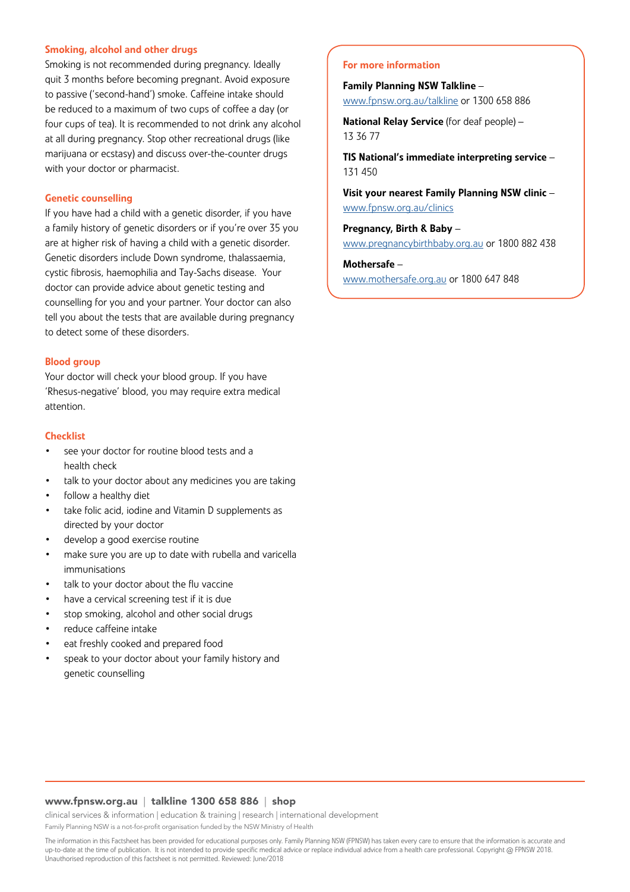## Smoking, alcohol and other drugs

Smoking is not recommended during pregnancy. Ideally quit 3 months before becoming pregnant. Avoid exposure to passive ('second-hand') smoke. Caffeine intake should be reduced to a maximum of two cups of coffee a day (or four cups of tea). It is recommended to not drink any alcohol at all during pregnancy. Stop other recreational drugs (like marijuana or ecstasy) and discuss over-the-counter drugs with your doctor or pharmacist.

## Genetic counselling

If you have had a child with a genetic disorder, if you have a family history of genetic disorders or if you're over 35 you are at higher risk of having a child with a genetic disorder. Genetic disorders include Down syndrome, thalassaemia, cystic fibrosis, haemophilia and Tay-Sachs disease. Your doctor can provide advice about genetic testing and counselling for you and your partner. Your doctor can also tell you about the tests that are available during pregnancy to detect some of these disorders.

## Blood group

Your doctor will check your blood group. If you have 'Rhesus-negative' blood, you may require extra medical attention.

## Checklist

- see your doctor for routine blood tests and a health check
- talk to your doctor about any medicines you are taking
- follow a healthy diet
- take folic acid, iodine and Vitamin D supplements as directed by your doctor
- develop a good exercise routine
- make sure you are up to date with rubella and varicella immunisations
- talk to your doctor about the flu vaccine
- have a cervical screening test if it is due
- stop smoking, alcohol and other social drugs
- reduce caffeine intake
- eat freshly cooked and prepared food
- speak to your doctor about your family history and genetic counselling

## For more information

**Family Planning NSW Talkline** – www.fpnsw.org.au/talkline or 1300 658 886

**National Relay Service** (for deaf people) – 13 36 77

**TIS National's immediate interpreting service** – 131 450

**Visit your nearest Family Planning NSW clinic** – www.fpnsw.org.au/clinics

**Pregnancy, Birth & Baby** – www.pregnancybirthbaby.org.au or 1800 882 438

**Mothersafe** – www.mothersafe.org.au or 1800 647 848

---

**www.fpnsw.org.au | talkline 1300 658 886 | shop**

clinical services & information | education & training | research | international development

Family Planning NSW is a not-for-profit organisation funded by the NSW Ministry of Health

The information in this Factsheet has been provided for educational purposes only. Family Planning NSW (FPNSW) has taken every care to ensure that the information is accurate and up-to-date at the time of publication. It is not intended to provide specific medical advice or replace individual advice from a health care professional. Copyright @ FPNSW 2018. Unauthorised reproduction of this factsheet is not permitted. Reviewed: June/2018